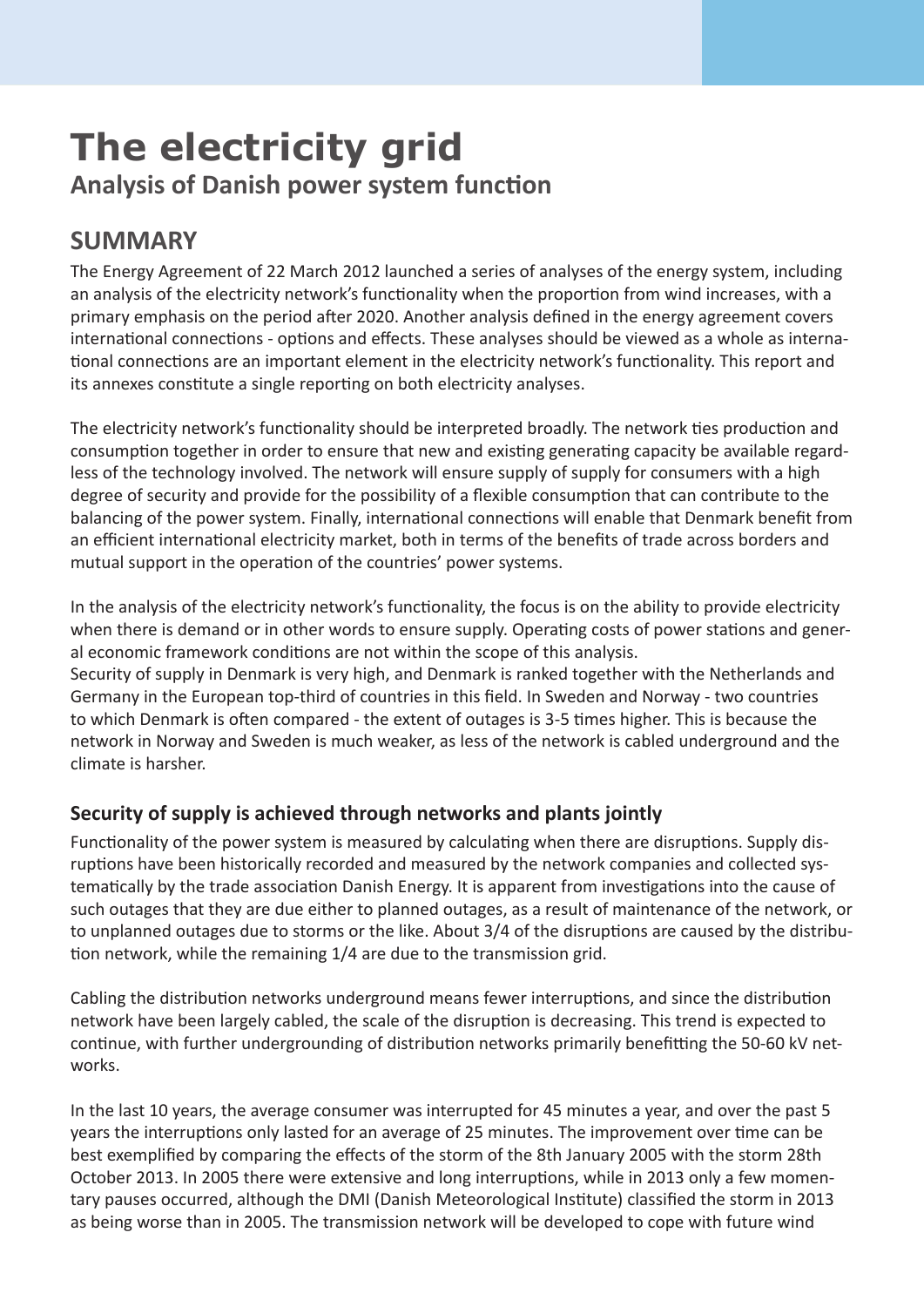# The electricity grid

## Analysis of Danish power system function

## SUMMARY

The Energy Agreement of 22 March 2012 launched a series of analyses of the energy system, including an analysis of the electricity network's functionality when the proportion from wind increases, with a primary emphasis on the period after 2020. Another analysis defined in the energy agreement covers international connections - options and effects. These analyses should be viewed as a whole as international connections are an important element in the electricity network's functionality. This report and its annexes constitute a single reporting on both electricity analyses.

The electricity network's functionality should be interpreted broadly. The network ties production and consumption together in order to ensure that new and existing generating capacity be available regardless of the technology involved. The network will ensure supply of supply for consumers with a high degree of security and provide for the possibility of a flexible consumption that can contribute to the balancing of the power system. Finally, international connections will enable that Denmark benefit from an efficient international electricity market, both in terms of the benefits of trade across borders and mutual support in the operation of the countries' power systems.

In the analysis of the electricity network's functionality, the focus is on the ability to provide electricity when there is demand or in other words to ensure supply. Operating costs of power stations and general economic framework conditions are not within the scope of this analysis.
Security of supply in Denmark is very high, and Denmark is ranked together with the Netherlands and Germany in the European top-third of countries in this field. In Sweden and Norway - two countries to which Denmark is often compared - the extent of outages is 3-5 times higher. This is because the network in Norway and Sweden is much weaker, as less of the network is cabled underground and the climate is harsher.

### Security of supply is achieved through networks and plants jointly

Functionality of the power system is measured by calculating when there are disruptions. Supply disruptions have been historically recorded and measured by the network companies and collected systematically by the trade association Danish Energy. It is apparent from investigations into the cause of such outages that they are due either to planned outages, as a result of maintenance of the network, or to unplanned outages due to storms or the like. About 3/4 of the disruptions are caused by the distribution network, while the remaining 1/4 are due to the transmission grid.

Cabling the distribution networks underground means fewer interruptions, and since the distribution network have been largely cabled, the scale of the disruption is decreasing. This trend is expected to continue, with further undergrounding of distribution networks primarily benefitting the 50-60 kV networks.

In the last 10 years, the average consumer was interrupted for 45 minutes a year, and over the past 5 years the interruptions only lasted for an average of 25 minutes. The improvement over time can be best exemplified by comparing the effects of the storm of the 8th January 2005 with the storm 28th October 2013. In 2005 there were extensive and long interruptions, while in 2013 only a few momentary pauses occurred, although the DMI (Danish Meteorological Institute) classified the storm in 2013 as being worse than in 2005. The transmission network will be developed to cope with future wind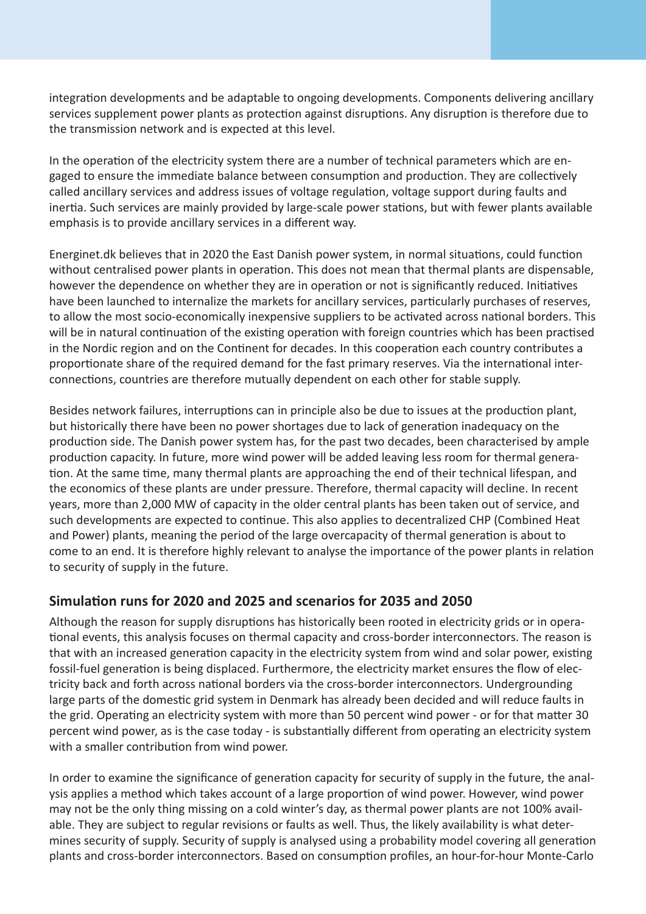integration developments and be adaptable to ongoing developments. Components delivering ancillary services supplement power plants as protection against disruptions. Any disruption is therefore due to the transmission network and is expected at this level.

In the operation of the electricity system there are a number of technical parameters which are engaged to ensure the immediate balance between consumption and production. They are collectively called ancillary services and address issues of voltage regulation, voltage support during faults and inertia. Such services are mainly provided by large-scale power stations, but with fewer plants available emphasis is to provide ancillary services in a different way.

Energinet.dk believes that in 2020 the East Danish power system, in normal situations, could function without centralised power plants in operation. This does not mean that thermal plants are dispensable, however the dependence on whether they are in operation or not is significantly reduced. Initiatives have been launched to internalize the markets for ancillary services, particularly purchases of reserves, to allow the most socio-economically inexpensive suppliers to be activated across national borders. This will be in natural continuation of the existing operation with foreign countries which has been practised in the Nordic region and on the Continent for decades. In this cooperation each country contributes a proportionate share of the required demand for the fast primary reserves. Via the international interconnections, countries are therefore mutually dependent on each other for stable supply.

Besides network failures, interruptions can in principle also be due to issues at the production plant, but historically there have been no power shortages due to lack of generation inadequacy on the production side. The Danish power system has, for the past two decades, been characterised by ample production capacity. In future, more wind power will be added leaving less room for thermal generation. At the same time, many thermal plants are approaching the end of their technical lifespan, and the economics of these plants are under pressure. Therefore, thermal capacity will decline. In recent years, more than 2,000 MW of capacity in the older central plants has been taken out of service, and such developments are expected to continue. This also applies to decentralized CHP (Combined Heat and Power) plants, meaning the period of the large overcapacity of thermal generation is about to come to an end. It is therefore highly relevant to analyse the importance of the power plants in relation to security of supply in the future.

## Simulation runs for 2020 and 2025 and scenarios for 2035 and 2050

Although the reason for supply disruptions has historically been rooted in electricity grids or in operational events, this analysis focuses on thermal capacity and cross-border interconnectors. The reason is that with an increased generation capacity in the electricity system from wind and solar power, existing fossil-fuel generation is being displaced. Furthermore, the electricity market ensures the flow of electricity back and forth across national borders via the cross-border interconnectors. Undergrounding large parts of the domestic grid system in Denmark has already been decided and will reduce faults in the grid. Operating an electricity system with more than 50 percent wind power - or for that matter 30 percent wind power, as is the case today - is substantially different from operating an electricity system with a smaller contribution from wind power.

In order to examine the significance of generation capacity for security of supply in the future, the analysis applies a method which takes account of a large proportion of wind power. However, wind power may not be the only thing missing on a cold winter's day, as thermal power plants are not 100% available. They are subject to regular revisions or faults as well. Thus, the likely availability is what determines security of supply. Security of supply is analysed using a probability model covering all generation plants and cross-border interconnectors. Based on consumption profiles, an hour-for-hour Monte-Carlo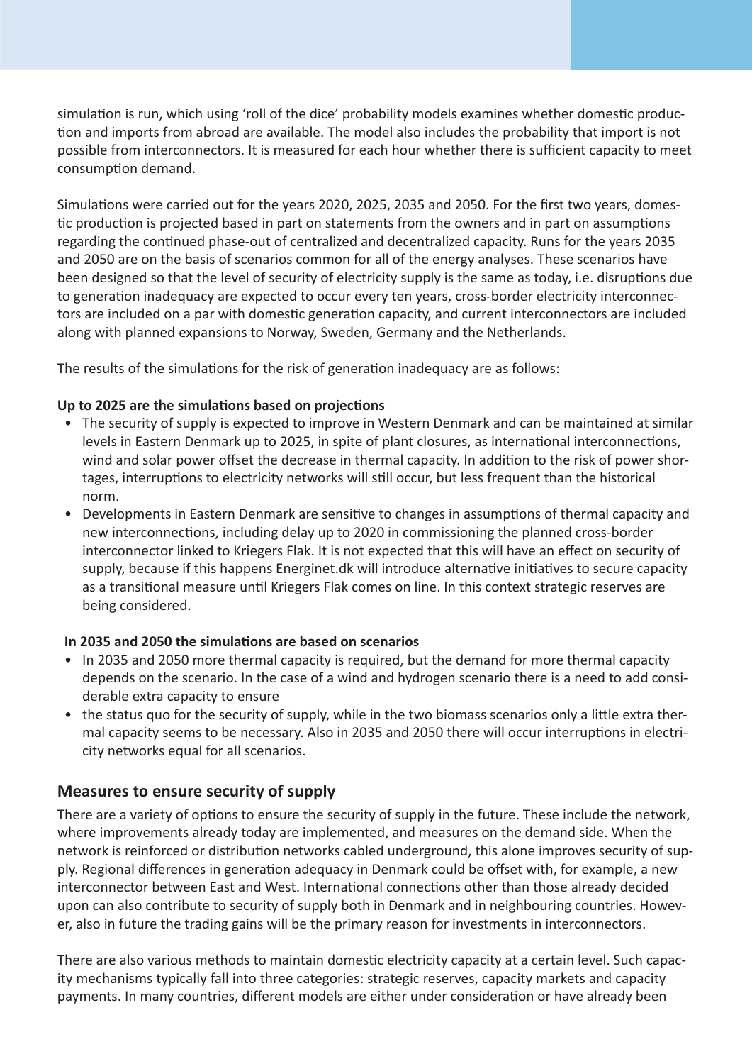simulation is run, which using 'roll of the dice' probability models examines whether domestic production and imports from abroad are available. The model also includes the probability that import is not possible from interconnectors. It is measured for each hour whether there is sufficient capacity to meet consumption demand.

Simulations were carried out for the years 2020, 2025, 2035 and 2050. For the first two years, domestic production is projected based in part on statements from the owners and in part on assumptions regarding the continued phase-out of centralized and decentralized capacity. Runs for the years 2035 and 2050 are on the basis of scenarios common for all of the energy analyses. These scenarios have been designed so that the level of security of electricity supply is the same as today, i.e. disruptions due to generation inadequacy are expected to occur every ten years, cross-border electricity interconnectors are included on a par with domestic generation capacity, and current interconnectors are included along with planned expansions to Norway, Sweden, Germany and the Netherlands.

The results of the simulations for the risk of generation inadequacy are as follows:

**Up to 2025 are the simulations based on projections**

- The security of supply is expected to improve in Western Denmark and can be maintained at similar levels in Eastern Denmark up to 2025, in spite of plant closures, as international interconnections, wind and solar power offset the decrease in thermal capacity. In addition to the risk of power shortages, interruptions to electricity networks will still occur, but less frequent than the historical norm.
- Developments in Eastern Denmark are sensitive to changes in assumptions of thermal capacity and new interconnections, including delay up to 2020 in commissioning the planned cross-border interconnector linked to Kriegers Flak. It is not expected that this will have an effect on security of supply, because if this happens Energinet.dk will introduce alternative initiatives to secure capacity as a transitional measure until Kriegers Flak comes on line. In this context strategic reserves are being considered.

**In 2035 and 2050 the simulations are based on scenarios**

- In 2035 and 2050 more thermal capacity is required, but the demand for more thermal capacity depends on the scenario. In the case of a wind and hydrogen scenario there is a need to add considerable extra capacity to ensure
- the status quo for the security of supply, while in the two biomass scenarios only a little extra thermal capacity seems to be necessary. Also in 2035 and 2050 there will occur interruptions in electricity networks equal for all scenarios.

## Measures to ensure security of supply

There are a variety of options to ensure the security of supply in the future. These include the network, where improvements already today are implemented, and measures on the demand side. When the network is reinforced or distribution networks cabled underground, this alone improves security of supply. Regional differences in generation adequacy in Denmark could be offset with, for example, a new interconnector between East and West. International connections other than those already decided upon can also contribute to security of supply both in Denmark and in neighbouring countries. However, also in future the trading gains will be the primary reason for investments in interconnectors.

There are also various methods to maintain domestic electricity capacity at a certain level. Such capacity mechanisms typically fall into three categories: strategic reserves, capacity markets and capacity payments. In many countries, different models are either under consideration or have already been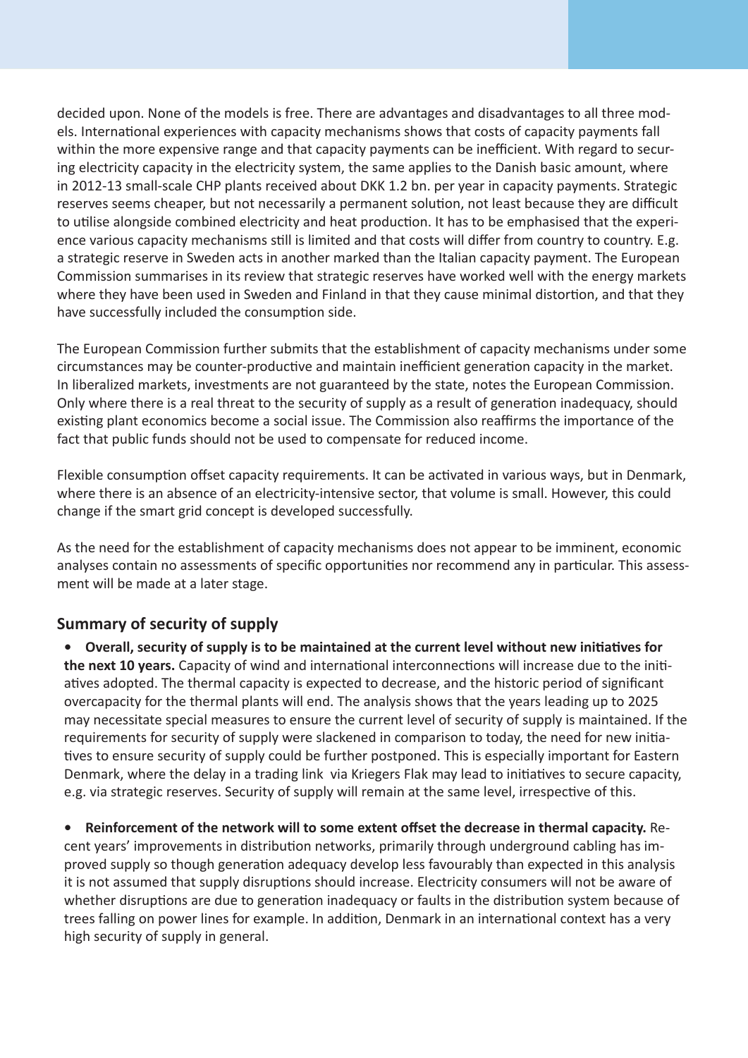decided upon. None of the models is free. There are advantages and disadvantages to all three models. International experiences with capacity mechanisms shows that costs of capacity payments fall within the more expensive range and that capacity payments can be inefficient. With regard to securing electricity capacity in the electricity system, the same applies to the Danish basic amount, where in 2012-13 small-scale CHP plants received about DKK 1.2 bn. per year in capacity payments. Strategic reserves seems cheaper, but not necessarily a permanent solution, not least because they are difficult to utilise alongside combined electricity and heat production. It has to be emphasised that the experience various capacity mechanisms still is limited and that costs will differ from country to country. E.g. a strategic reserve in Sweden acts in another marked than the Italian capacity payment. The European Commission summarises in its review that strategic reserves have worked well with the energy markets where they have been used in Sweden and Finland in that they cause minimal distortion, and that they have successfully included the consumption side.

The European Commission further submits that the establishment of capacity mechanisms under some circumstances may be counter-productive and maintain inefficient generation capacity in the market. In liberalized markets, investments are not guaranteed by the state, notes the European Commission. Only where there is a real threat to the security of supply as a result of generation inadequacy, should existing plant economics become a social issue. The Commission also reaffirms the importance of the fact that public funds should not be used to compensate for reduced income.

Flexible consumption offset capacity requirements. It can be activated in various ways, but in Denmark, where there is an absence of an electricity-intensive sector, that volume is small. However, this could change if the smart grid concept is developed successfully.

As the need for the establishment of capacity mechanisms does not appear to be imminent, economic analyses contain no assessments of specific opportunities nor recommend any in particular. This assessment will be made at a later stage.

## Summary of security of supply

- **Overall, security of supply is to be maintained at the current level without new initiatives for the next 10 years.** Capacity of wind and international interconnections will increase due to the initiatives adopted. The thermal capacity is expected to decrease, and the historic period of significant overcapacity for the thermal plants will end. The analysis shows that the years leading up to 2025 may necessitate special measures to ensure the current level of security of supply is maintained. If the requirements for security of supply were slackened in comparison to today, the need for new initiatives to ensure security of supply could be further postponed. This is especially important for Eastern Denmark, where the delay in a trading link via Kriegers Flak may lead to initiatives to secure capacity, e.g. via strategic reserves. Security of supply will remain at the same level, irrespective of this.

- **Reinforcement of the network will to some extent offset the decrease in thermal capacity.** Recent years' improvements in distribution networks, primarily through underground cabling has improved supply so though generation adequacy develop less favourably than expected in this analysis it is not assumed that supply disruptions should increase. Electricity consumers will not be aware of whether disruptions are due to generation inadequacy or faults in the distribution system because of trees falling on power lines for example. In addition, Denmark in an international context has a very high security of supply in general.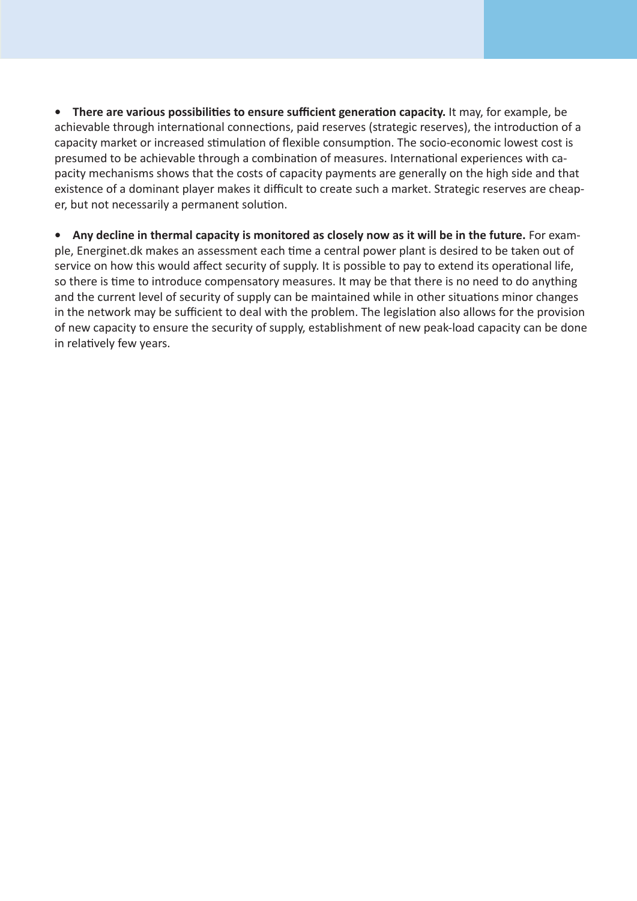- **There are various possibilities to ensure sufficient generation capacity.** It may, for example, be achievable through international connections, paid reserves (strategic reserves), the introduction of a capacity market or increased stimulation of flexible consumption. The socio-economic lowest cost is presumed to be achievable through a combination of measures. International experiences with capacity mechanisms shows that the costs of capacity payments are generally on the high side and that existence of a dominant player makes it difficult to create such a market. Strategic reserves are cheaper, but not necessarily a permanent solution.

- **Any decline in thermal capacity is monitored as closely now as it will be in the future.** For example, Energinet.dk makes an assessment each time a central power plant is desired to be taken out of service on how this would affect security of supply. It is possible to pay to extend its operational life, so there is time to introduce compensatory measures. It may be that there is no need to do anything and the current level of security of supply can be maintained while in other situations minor changes in the network may be sufficient to deal with the problem. The legislation also allows for the provision of new capacity to ensure the security of supply, establishment of new peak-load capacity can be done in relatively few years.